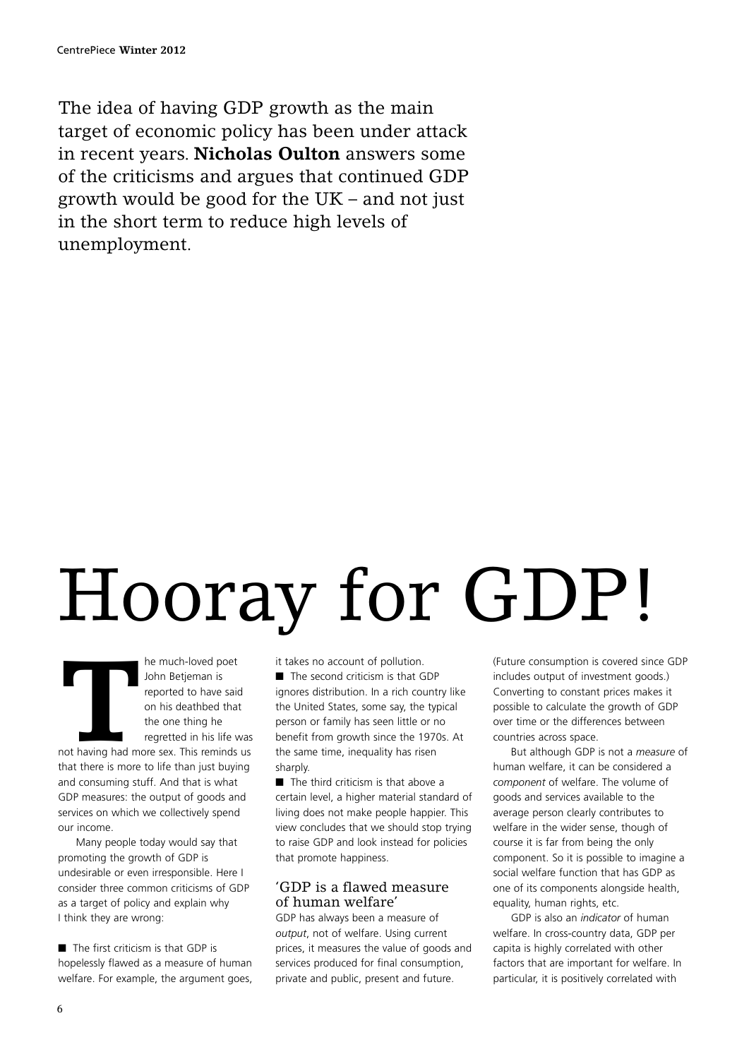The idea of having GDP growth as the main target of economic policy has been under attack in recent years. **Nicholas Oulton** answers some of the criticisms and argues that continued GDP growth would be good for the UK – and not just in the short term to reduce high levels of unemployment.

# Hooray for GDP!

The much-loved poet John Betjeman is reported to have said on his deathbed that the one thing he regretted in his life was not having had more sex. This reminds us that there is more to life than just buying and consuming stuff. And that is what GDP measures: the output of goods and services on which we collectively spend our income.

Many people today would say that promoting the growth of GDP is undesirable or even irresponsible. Here I consider three common criticisms of GDP as a target of policy and explain why I think they are wrong:

- The first criticism is that GDP is hopelessly flawed as a measure of human welfare. For example, the argument goes, it takes no account of pollution.
- The second criticism is that GDP ignores distribution. In a rich country like the United States, some say, the typical person or family has seen little or no benefit from growth since the 1970s. At the same time, inequality has risen sharply.
- The third criticism is that above a certain level, a higher material standard of living does not make people happier. This view concludes that we should stop trying to raise GDP and look instead for policies that promote happiness.

## 'GDP is a flawed measure of human welfare'

GDP has always been a measure of *output*, not of welfare. Using current prices, it measures the value of goods and services produced for final consumption, private and public, present and future. (Future consumption is covered since GDP includes output of investment goods.) Converting to constant prices makes it possible to calculate the growth of GDP over time or the differences between countries across space.

But although GDP is not a *measure* of human welfare, it can be considered a *component* of welfare. The volume of goods and services available to the average person clearly contributes to welfare in the wider sense, though of course it is far from being the only component. So it is possible to imagine a social welfare function that has GDP as one of its components alongside health, equality, human rights, etc.

GDP is also an *indicator* of human welfare. In cross-country data, GDP per capita is highly correlated with other factors that are important for welfare. In particular, it is positively correlated with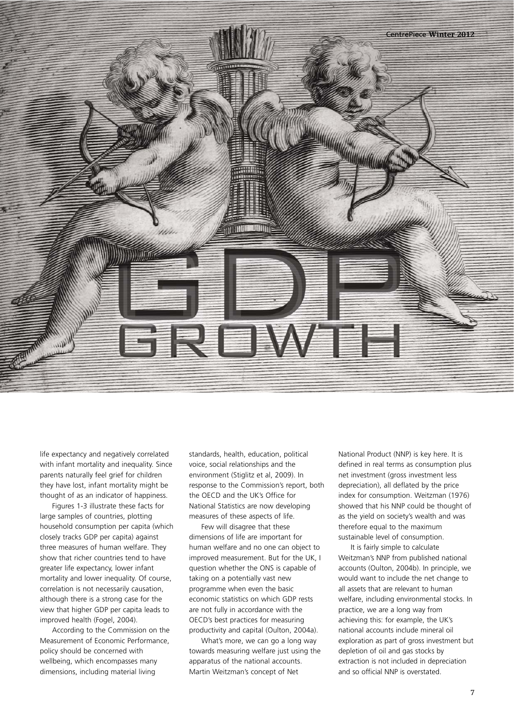# GDP GROWTH

life expectancy and negatively correlated with infant mortality and inequality. Since parents naturally feel grief for children they have lost, infant mortality might be thought of as an indicator of happiness.

Figures 1-3 illustrate these facts for large samples of countries, plotting household consumption per capita (which closely tracks GDP per capita) against three measures of human welfare. They show that richer countries tend to have greater life expectancy, lower infant mortality and lower inequality. Of course, correlation is not necessarily causation, although there is a strong case for the view that higher GDP per capita leads to improved health (Fogel, 2004).

According to the Commission on the Measurement of Economic Performance, policy should be concerned with wellbeing, which encompasses many dimensions, including material living standards, health, education, political voice, social relationships and the environment (Stiglitz et al, 2009). In response to the Commission's report, both the OECD and the UK's Office for National Statistics are now developing measures of these aspects of life.

Few will disagree that these dimensions of life are important for human welfare and no one can object to improved measurement. But for the UK, I question whether the ONS is capable of taking on a potentially vast new programme when even the basic economic statistics on which GDP rests are not fully in accordance with the OECD's best practices for measuring productivity and capital (Oulton, 2004a).

What's more, we can go a long way towards measuring welfare just using the apparatus of the national accounts. Martin Weitzman's concept of Net National Product (NNP) is key here. It is defined in real terms as consumption plus net investment (gross investment less depreciation), all deflated by the price index for consumption. Weitzman (1976) showed that his NNP could be thought of as the yield on society's wealth and was therefore equal to the maximum sustainable level of consumption.

It is fairly simple to calculate Weitzman's NNP from published national accounts (Oulton, 2004b). In principle, we would want to include the net change to all assets that are relevant to human welfare, including environmental stocks. In practice, we are a long way from achieving this: for example, the UK's national accounts include mineral oil exploration as part of gross investment but depletion of oil and gas stocks by extraction is not included in depreciation and so official NNP is overstated.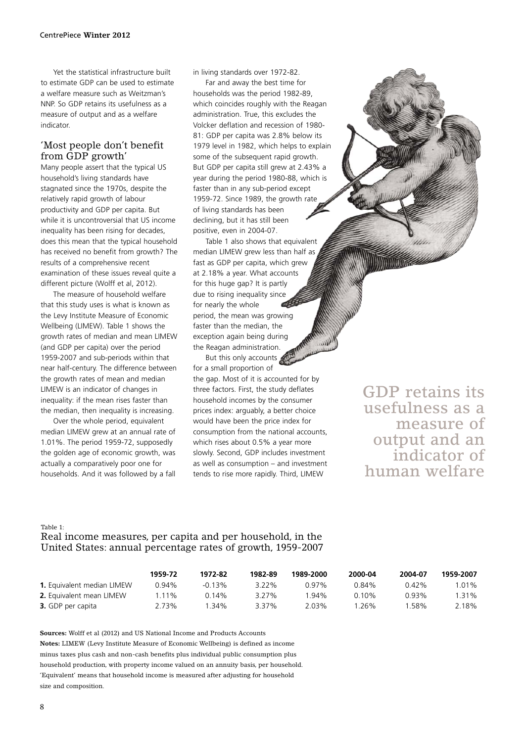Yet the statistical infrastructure built to estimate GDP can be used to estimate a welfare measure such as Weitzman's NNP. So GDP retains its usefulness as a measure of output and as a welfare indicator.

## 'Most people don't benefit from GDP growth'

Many people assert that the typical US household's living standards have stagnated since the 1970s, despite the relatively rapid growth of labour productivity and GDP per capita. But while it is uncontroversial that US income inequality has been rising for decades, does this mean that the typical household has received no benefit from growth? The results of a comprehensive recent examination of these issues reveal quite a different picture (Wolff et al, 2012).

The measure of household welfare that this study uses is what is known as the Levy Institute Measure of Economic Wellbeing (LIMEW). Table 1 shows the growth rates of median and mean LIMEW (and GDP per capita) over the period 1959-2007 and sub-periods within that near half-century. The difference between the growth rates of mean and median LIMEW is an indicator of changes in inequality: if the mean rises faster than the median, then inequality is increasing.

Over the whole period, equivalent median LIMEW grew at an annual rate of 1.01%. The period 1959-72, supposedly the golden age of economic growth, was actually a comparatively poor one for households. And it was followed by a fall in living standards over 1972-82.

Far and away the best time for households was the period 1982-89, which coincides roughly with the Reagan administration. True, this excludes the Volcker deflation and recession of 1980-81: GDP per capita was 2.8% below its 1979 level in 1982, which helps to explain some of the subsequent rapid growth. But GDP per capita still grew at 2.43% a year during the period 1980-88, which is faster than in any sub-period except 1959-72. Since 1989, the growth rate of living standards has been declining, but it has still been positive, even in 2004-07.

Table 1 also shows that equivalent median LIMEW grew less than half as fast as GDP per capita, which grew at 2.18% a year. What accounts for this huge gap? It is partly due to rising inequality since for nearly the whole period, the mean was growing faster than the median, the exception again being during the Reagan administration.

But this only accounts for a small proportion of the gap. Most of it is accounted for by three factors. First, the study deflates household incomes by the consumer prices index: arguably, a better choice would have been the price index for consumption from the national accounts, which rises about 0.5% a year more slowly. Second, GDP includes investment as well as consumption – and investment tends to rise more rapidly. Third, LIMEW

> GDP retains its usefulness as a measure of output and an indicator of human welfare

Table 1:

### Real income measures, per capita and per household, in the United States: annual percentage rates of growth, 1959-2007

| | 1959-72 | 1972-82 | 1982-89 | 1989-2000 | 2000-04 | 2004-07 | 1959-2007 |
|---|---|---|---|---|---|---|---|
| **1.** Equivalent median LIMEW | 0.94% | -0.13% | 3.22% | 0.97% | 0.84% | 0.42% | 1.01% |
| **2.** Equivalent mean LIMEW | 1.11% | 0.14% | 3.27% | 1.94% | 0.10% | 0.93% | 1.31% |
| **3.** GDP per capita | 2.73% | 1.34% | 3.37% | 2.03% | 1.26% | 1.58% | 2.18% |

**Sources:** Wolff et al (2012) and US National Income and Products Accounts

**Notes:** LIMEW (Levy Institute Measure of Economic Wellbeing) is defined as income minus taxes plus cash and non-cash benefits plus individual public consumption plus household production, with property income valued on an annuity basis, per household. 'Equivalent' means that household income is measured after adjusting for household size and composition.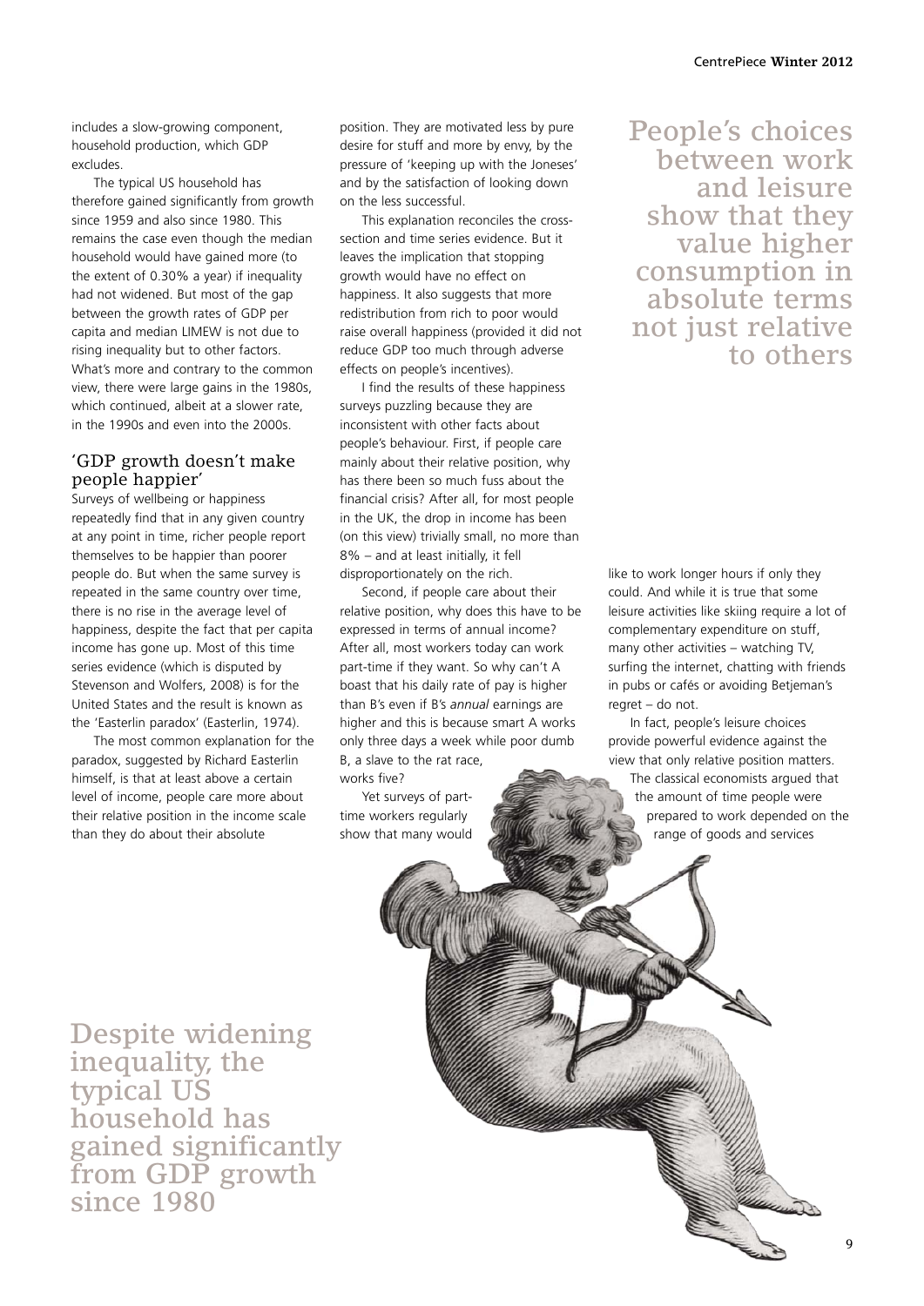includes a slow-growing component, household production, which GDP excludes.

The typical US household has therefore gained significantly from growth since 1959 and also since 1980. This remains the case even though the median household would have gained more (to the extent of 0.30% a year) if inequality had not widened. But most of the gap between the growth rates of GDP per capita and median LIMEW is not due to rising inequality but to other factors. What's more and contrary to the common view, there were large gains in the 1980s, which continued, albeit at a slower rate, in the 1990s and even into the 2000s.

### 'GDP growth doesn't make people happier'

Surveys of wellbeing or happiness repeatedly find that in any given country at any point in time, richer people report themselves to be happier than poorer people do. But when the same survey is repeated in the same country over time, there is no rise in the average level of happiness, despite the fact that per capita income has gone up. Most of this time series evidence (which is disputed by Stevenson and Wolfers, 2008) is for the United States and the result is known as the 'Easterlin paradox' (Easterlin, 1974).

The most common explanation for the paradox, suggested by Richard Easterlin himself, is that at least above a certain level of income, people care more about their relative position in the income scale than they do about their absolute position. They are motivated less by pure desire for stuff and more by envy, by the pressure of 'keeping up with the Joneses' and by the satisfaction of looking down on the less successful.

This explanation reconciles the cross-section and time series evidence. But it leaves the implication that stopping growth would have no effect on happiness. It also suggests that more redistribution from rich to poor would raise overall happiness (provided it did not reduce GDP too much through adverse effects on people's incentives).

I find the results of these happiness surveys puzzling because they are inconsistent with other facts about people's behaviour. First, if people care mainly about their relative position, why has there been so much fuss about the financial crisis? After all, for most people in the UK, the drop in income has been (on this view) trivially small, no more than 8% – and at least initially, it fell disproportionately on the rich.

Second, if people care about their relative position, why does this have to be expressed in terms of annual income? After all, most workers today can work part-time if they want. So why can't A boast that his daily rate of pay is higher than B's even if B's *annual* earnings are higher and this is because smart A works only three days a week while poor dumb B, a slave to the rat race, works five?

Yet surveys of part-time workers regularly show that many would like to work longer hours if only they could. And while it is true that some leisure activities like skiing require a lot of complementary expenditure on stuff, many other activities – watching TV, surfing the internet, chatting with friends in pubs or cafés or avoiding Betjeman's regret – do not.

In fact, people's leisure choices provide powerful evidence against the view that only relative position matters. The classical economists argued that the amount of time people were prepared to work depended on the range of goods and services

**People's choices between work and leisure show that they value higher consumption in absolute terms not just relative to others**

**Despite widening inequality, the typical US household has gained significantly from GDP growth since 1980**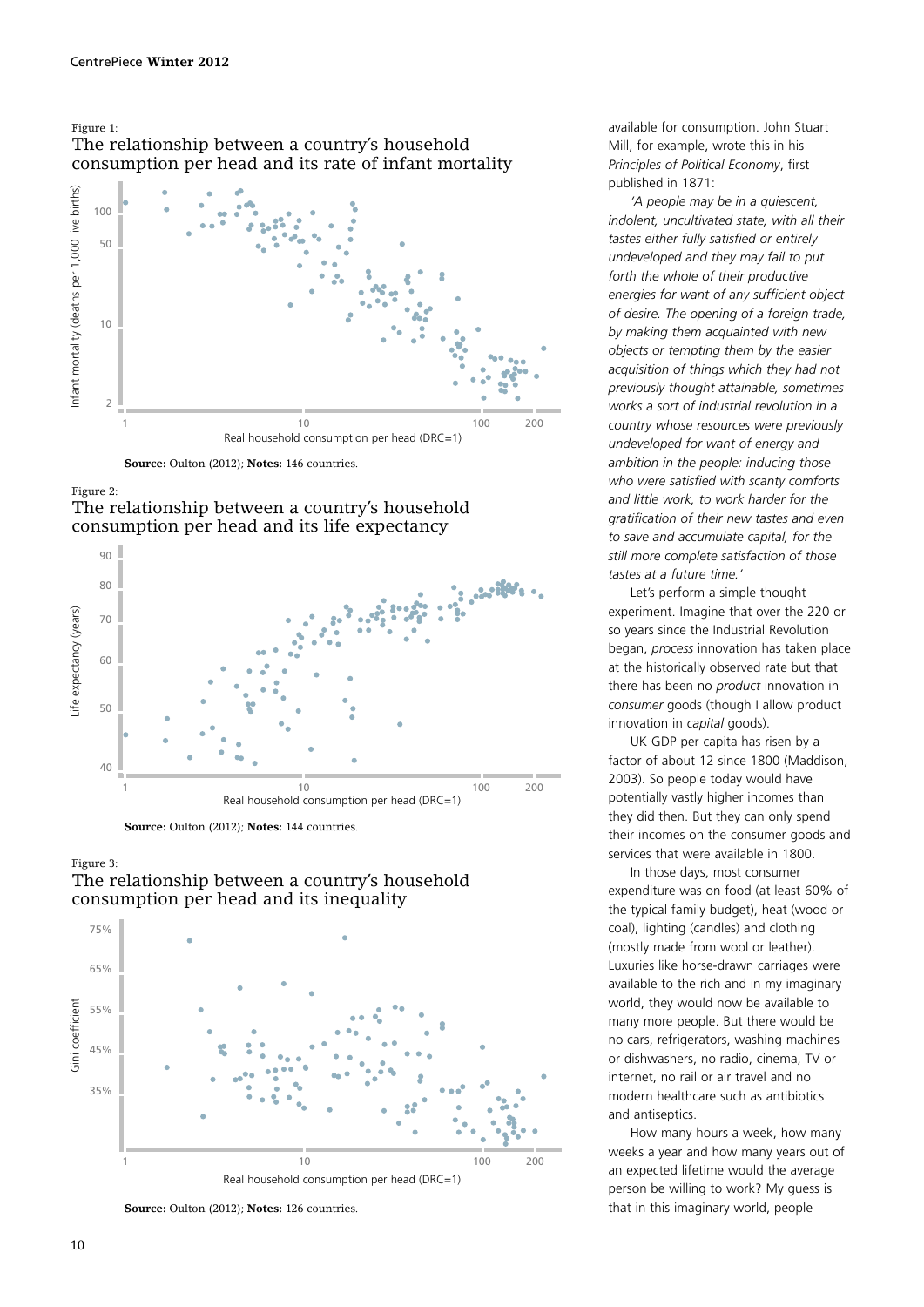Figure 1:
The relationship between a country's household consumption per head and its rate of infant mortality

**Source:** Oulton (2012); **Notes:** 146 countries.

Figure 2:
The relationship between a country's household consumption per head and its life expectancy

**Source:** Oulton (2012); **Notes:** 144 countries.

Figure 3:
The relationship between a country's household consumption per head and its inequality

**Source:** Oulton (2012); **Notes:** 126 countries.

available for consumption. John Stuart Mill, for example, wrote this in his *Principles of Political Economy*, first published in 1871:

*'A people may be in a quiescent, indolent, uncultivated state, with all their tastes either fully satisfied or entirely undeveloped and they may fail to put forth the whole of their productive energies for want of any sufficient object of desire. The opening of a foreign trade, by making them acquainted with new objects or tempting them by the easier acquisition of things which they had not previously thought attainable, sometimes works a sort of industrial revolution in a country whose resources were previously undeveloped for want of energy and ambition in the people: inducing those who were satisfied with scanty comforts and little work, to work harder for the gratification of their new tastes and even to save and accumulate capital, for the still more complete satisfaction of those tastes at a future time.'*

Let's perform a simple thought experiment. Imagine that over the 220 or so years since the Industrial Revolution began, *process* innovation has taken place at the historically observed rate but that there has been no *product* innovation in *consumer* goods (though I allow product innovation in *capital* goods).

UK GDP per capita has risen by a factor of about 12 since 1800 (Maddison, 2003). So people today would have potentially vastly higher incomes than they did then. But they can only spend their incomes on the consumer goods and services that were available in 1800.

In those days, most consumer expenditure was on food (at least 60% of the typical family budget), heat (wood or coal), lighting (candles) and clothing (mostly made from wool or leather). Luxuries like horse-drawn carriages were available to the rich and in my imaginary world, they would now be available to many more people. But there would be no cars, refrigerators, washing machines or dishwashers, no radio, cinema, TV or internet, no rail or air travel and no modern healthcare such as antibiotics and antiseptics.

How many hours a week, how many weeks a year and how many years out of an expected lifetime would the average person be willing to work? My guess is that in this imaginary world, people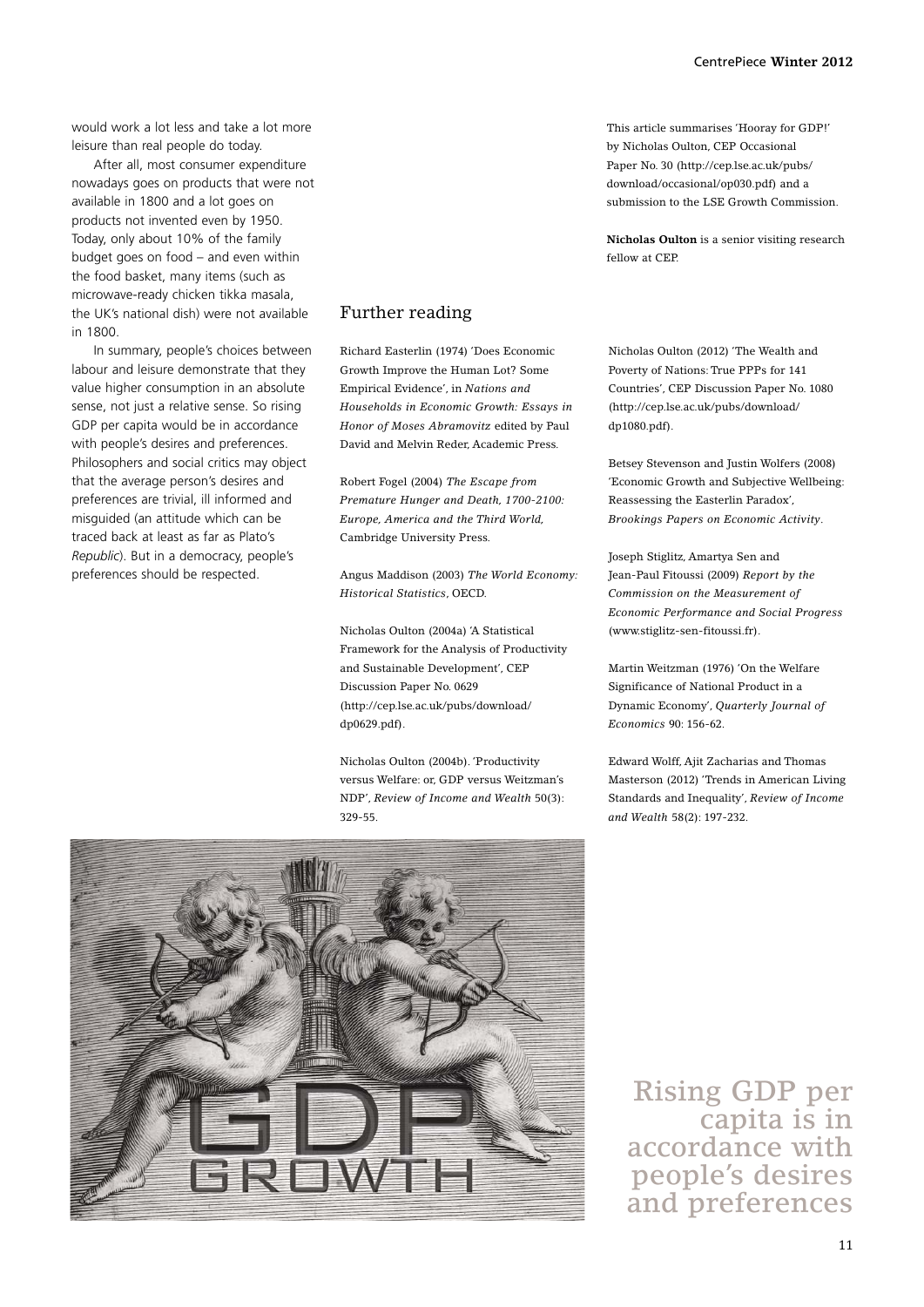would work a lot less and take a lot more leisure than real people do today.

After all, most consumer expenditure nowadays goes on products that were not available in 1800 and a lot goes on products not invented even by 1950. Today, only about 10% of the family budget goes on food – and even within the food basket, many items (such as microwave-ready chicken tikka masala, the UK's national dish) were not available in 1800.

In summary, people's choices between labour and leisure demonstrate that they value higher consumption in an absolute sense, not just a relative sense. So rising GDP per capita would be in accordance with people's desires and preferences. Philosophers and social critics may object that the average person's desires and preferences are trivial, ill informed and misguided (an attitude which can be traced back at least as far as Plato's *Republic*). But in a democracy, people's preferences should be respected.

This article summarises 'Hooray for GDP!' by Nicholas Oulton, CEP Occasional Paper No. 30 (http://cep.lse.ac.uk/pubs/download/occasional/op030.pdf) and a submission to the LSE Growth Commission.

**Nicholas Oulton** is a senior visiting research fellow at CEP.

## Further reading

Richard Easterlin (1974) 'Does Economic Growth Improve the Human Lot? Some Empirical Evidence', in *Nations and Households in Economic Growth: Essays in Honor of Moses Abramovitz* edited by Paul David and Melvin Reder, Academic Press.

Robert Fogel (2004) *The Escape from Premature Hunger and Death, 1700-2100: Europe, America and the Third World*, Cambridge University Press.

Angus Maddison (2003) *The World Economy: Historical Statistics*, OECD.

Nicholas Oulton (2004a) 'A Statistical Framework for the Analysis of Productivity and Sustainable Development', CEP Discussion Paper No. 0629 (http://cep.lse.ac.uk/pubs/download/dp0629.pdf).

Nicholas Oulton (2004b). 'Productivity versus Welfare: or, GDP versus Weitzman's NDP', *Review of Income and Wealth* 50(3): 329-55.

Nicholas Oulton (2012) 'The Wealth and Poverty of Nations: True PPPs for 141 Countries', CEP Discussion Paper No. 1080 (http://cep.lse.ac.uk/pubs/download/dp1080.pdf).

Betsey Stevenson and Justin Wolfers (2008) 'Economic Growth and Subjective Wellbeing: Reassessing the Easterlin Paradox', *Brookings Papers on Economic Activity*.

Joseph Stiglitz, Amartya Sen and Jean-Paul Fitoussi (2009) *Report by the Commission on the Measurement of Economic Performance and Social Progress* (www.stiglitz-sen-fitoussi.fr).

Martin Weitzman (1976) 'On the Welfare Significance of National Product in a Dynamic Economy', *Quarterly Journal of Economics* 90: 156-62.

Edward Wolff, Ajit Zacharias and Thomas Masterson (2012) 'Trends in American Living Standards and Inequality', *Review of Income and Wealth* 58(2): 197-232.

GDP GROWTH

Rising GDP per capita is in accordance with people's desires and preferences